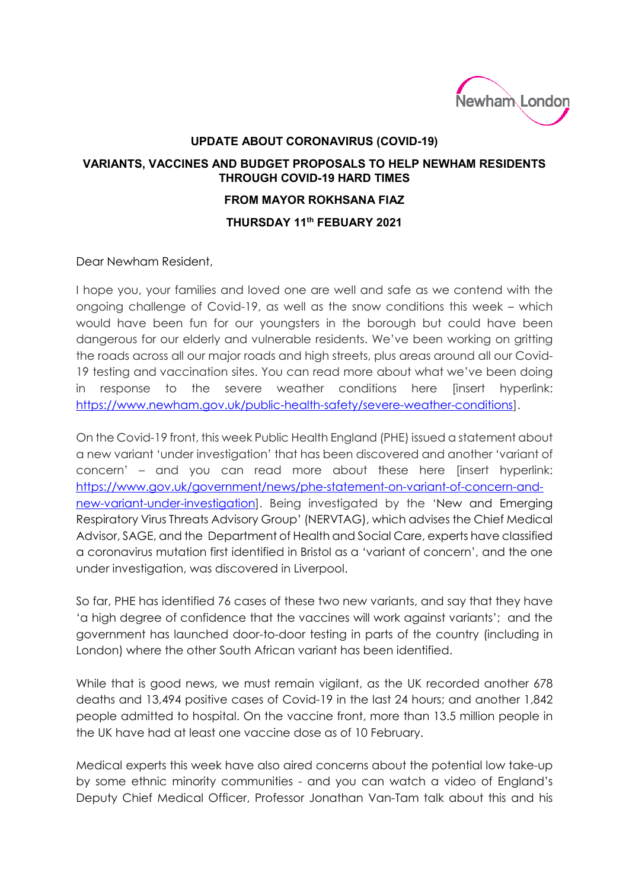Newham London

**UPDATE ABOUT CORONAVIRUS (COVID-19)**

**VARIANTS, VACCINES AND BUDGET PROPOSALS TO HELP NEWHAM RESIDENTS THROUGH COVID-19 HARD TIMES**

**FROM MAYOR ROKHSANA FIAZ**

**THURSDAY 11th FEBUARY 2021**

Dear Newham Resident,

I hope you, your families and loved one are well and safe as we contend with the ongoing challenge of Covid-19, as well as the snow conditions this week – which would have been fun for our youngsters in the borough but could have been dangerous for our elderly and vulnerable residents. We've been working on gritting the roads across all our major roads and high streets, plus areas around all our Covid-19 testing and vaccination sites. You can read more about what we've been doing in response to the severe weather conditions here [insert hyperlink: https://www.newham.gov.uk/public-health-safety/severe-weather-conditions].

On the Covid-19 front, this week Public Health England (PHE) issued a statement about a new variant 'under investigation' that has been discovered and another 'variant of concern' – and you can read more about these here [insert hyperlink: https://www.gov.uk/government/news/phe-statement-on-variant-of-concern-and-new-variant-under-investigation]. Being investigated by the 'New and Emerging Respiratory Virus Threats Advisory Group' (NERVTAG), which advises the Chief Medical Advisor, SAGE, and the Department of Health and Social Care, experts have classified a coronavirus mutation first identified in Bristol as a 'variant of concern', and the one under investigation, was discovered in Liverpool.

So far, PHE has identified 76 cases of these two new variants, and say that they have 'a high degree of confidence that the vaccines will work against variants'; and the government has launched door-to-door testing in parts of the country (including in London) where the other South African variant has been identified.

While that is good news, we must remain vigilant, as the UK recorded another 678 deaths and 13,494 positive cases of Covid-19 in the last 24 hours; and another 1,842 people admitted to hospital. On the vaccine front, more than 13.5 million people in the UK have had at least one vaccine dose as of 10 February.

Medical experts this week have also aired concerns about the potential low take-up by some ethnic minority communities - and you can watch a video of England's Deputy Chief Medical Officer, Professor Jonathan Van-Tam talk about this and his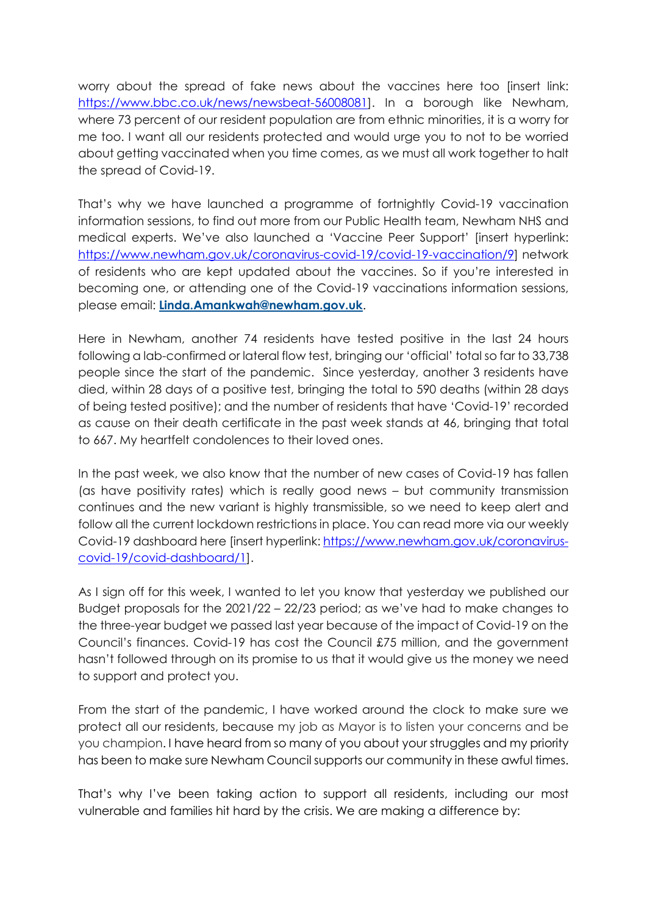worry about the spread of fake news about the vaccines here too [insert link: https://www.bbc.co.uk/news/newsbeat-56008081]. In a borough like Newham, where 73 percent of our resident population are from ethnic minorities, it is a worry for me too. I want all our residents protected and would urge you to not to be worried about getting vaccinated when you time comes, as we must all work together to halt the spread of Covid-19.

That's why we have launched a programme of fortnightly Covid-19 vaccination information sessions, to find out more from our Public Health team, Newham NHS and medical experts. We've also launched a 'Vaccine Peer Support' [insert hyperlink: https://www.newham.gov.uk/coronavirus-covid-19/covid-19-vaccination/9] network of residents who are kept updated about the vaccines. So if you're interested in becoming one, or attending one of the Covid-19 vaccinations information sessions, please email: **Linda.Amankwah@newham.gov.uk**.

Here in Newham, another 74 residents have tested positive in the last 24 hours following a lab-confirmed or lateral flow test, bringing our 'official' total so far to 33,738 people since the start of the pandemic. Since yesterday, another 3 residents have died, within 28 days of a positive test, bringing the total to 590 deaths (within 28 days of being tested positive); and the number of residents that have 'Covid-19' recorded as cause on their death certificate in the past week stands at 46, bringing that total to 667. My heartfelt condolences to their loved ones.

In the past week, we also know that the number of new cases of Covid-19 has fallen (as have positivity rates) which is really good news – but community transmission continues and the new variant is highly transmissible, so we need to keep alert and follow all the current lockdown restrictions in place. You can read more via our weekly Covid-19 dashboard here [insert hyperlink: https://www.newham.gov.uk/coronavirus-covid-19/covid-dashboard/1].

As I sign off for this week, I wanted to let you know that yesterday we published our Budget proposals for the 2021/22 – 22/23 period; as we've had to make changes to the three-year budget we passed last year because of the impact of Covid-19 on the Council's finances. Covid-19 has cost the Council £75 million, and the government hasn't followed through on its promise to us that it would give us the money we need to support and protect you.

From the start of the pandemic, I have worked around the clock to make sure we protect all our residents, because my job as Mayor is to listen your concerns and be you champion. I have heard from so many of you about your struggles and my priority has been to make sure Newham Council supports our community in these awful times.

That's why I've been taking action to support all residents, including our most vulnerable and families hit hard by the crisis. We are making a difference by: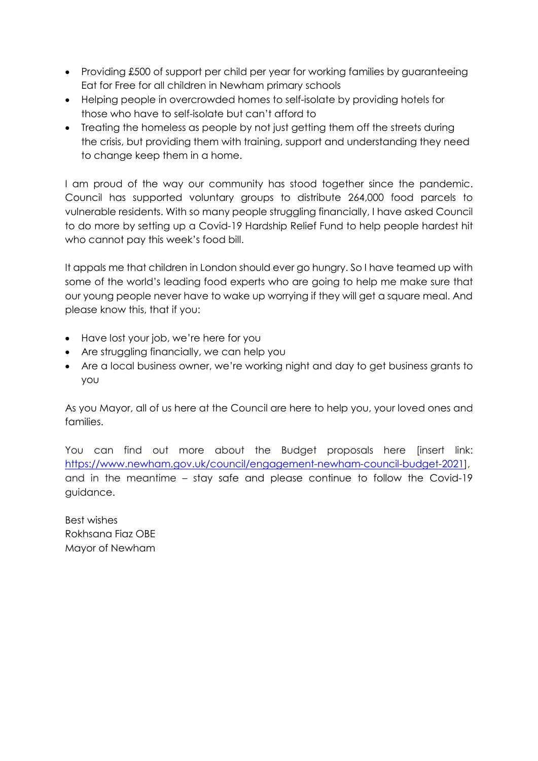- Providing £500 of support per child per year for working families by guaranteeing Eat for Free for all children in Newham primary schools
- Helping people in overcrowded homes to self-isolate by providing hotels for those who have to self-isolate but can't afford to
- Treating the homeless as people by not just getting them off the streets during the crisis, but providing them with training, support and understanding they need to change keep them in a home.

I am proud of the way our community has stood together since the pandemic. Council has supported voluntary groups to distribute 264,000 food parcels to vulnerable residents. With so many people struggling financially, I have asked Council to do more by setting up a Covid-19 Hardship Relief Fund to help people hardest hit who cannot pay this week's food bill.

It appals me that children in London should ever go hungry. So I have teamed up with some of the world's leading food experts who are going to help me make sure that our young people never have to wake up worrying if they will get a square meal. And please know this, that if you:

- Have lost your job, we're here for you
- Are struggling financially, we can help you
- Are a local business owner, we're working night and day to get business grants to you

As you Mayor, all of us here at the Council are here to help you, your loved ones and families.

You can find out more about the Budget proposals here [insert link: https://www.newham.gov.uk/council/engagement-newham-council-budget-2021], and in the meantime – stay safe and please continue to follow the Covid-19 guidance.

Best wishes
Rokhsana Fiaz OBE
Mayor of Newham